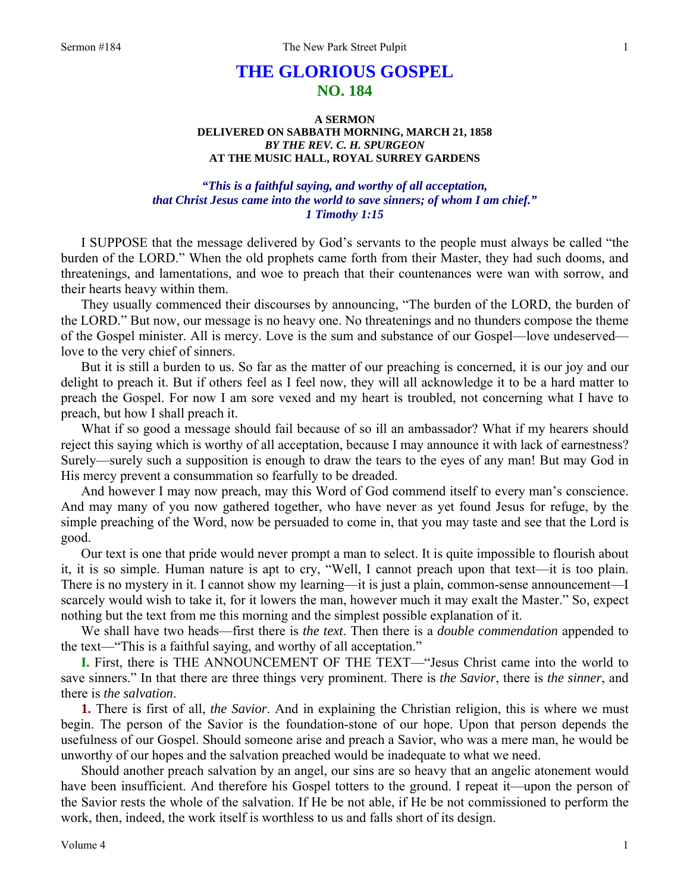# THE GLORIOUS GOSPEL
## NO. 184

**A SERMON**
**DELIVERED ON SABBATH MORNING, MARCH 21, 1858**
***BY THE REV. C. H. SPURGEON***
**AT THE MUSIC HALL, ROYAL SURREY GARDENS**

***"This is a faithful saying, and worthy of all acceptation, that Christ Jesus came into the world to save sinners; of whom I am chief." 1 Timothy 1:15***

I SUPPOSE that the message delivered by God's servants to the people must always be called "the burden of the LORD." When the old prophets came forth from their Master, they had such dooms, and threatenings, and lamentations, and woe to preach that their countenances were wan with sorrow, and their hearts heavy within them.

They usually commenced their discourses by announcing, "The burden of the LORD, the burden of the LORD." But now, our message is no heavy one. No threatenings and no thunders compose the theme of the Gospel minister. All is mercy. Love is the sum and substance of our Gospel—love undeserved—love to the very chief of sinners.

But it is still a burden to us. So far as the matter of our preaching is concerned, it is our joy and our delight to preach it. But if others feel as I feel now, they will all acknowledge it to be a hard matter to preach the Gospel. For now I am sore vexed and my heart is troubled, not concerning what I have to preach, but how I shall preach it.

What if so good a message should fail because of so ill an ambassador? What if my hearers should reject this saying which is worthy of all acceptation, because I may announce it with lack of earnestness? Surely—surely such a supposition is enough to draw the tears to the eyes of any man! But may God in His mercy prevent a consummation so fearfully to be dreaded.

And however I may now preach, may this Word of God commend itself to every man's conscience. And may many of you now gathered together, who have never as yet found Jesus for refuge, by the simple preaching of the Word, now be persuaded to come in, that you may taste and see that the Lord is good.

Our text is one that pride would never prompt a man to select. It is quite impossible to flourish about it, it is so simple. Human nature is apt to cry, "Well, I cannot preach upon that text—it is too plain. There is no mystery in it. I cannot show my learning—it is just a plain, common-sense announcement—I scarcely would wish to take it, for it lowers the man, however much it may exalt the Master." So, expect nothing but the text from me this morning and the simplest possible explanation of it.

We shall have two heads—first there is *the text*. Then there is a *double commendation* appended to the text—"This is a faithful saying, and worthy of all acceptation."

**I.** First, there is THE ANNOUNCEMENT OF THE TEXT—"Jesus Christ came into the world to save sinners." In that there are three things very prominent. There is *the Savior*, there is *the sinner*, and there is *the salvation*.

**1.** There is first of all, *the Savior*. And in explaining the Christian religion, this is where we must begin. The person of the Savior is the foundation-stone of our hope. Upon that person depends the usefulness of our Gospel. Should someone arise and preach a Savior, who was a mere man, he would be unworthy of our hopes and the salvation preached would be inadequate to what we need.

Should another preach salvation by an angel, our sins are so heavy that an angelic atonement would have been insufficient. And therefore his Gospel totters to the ground. I repeat it—upon the person of the Savior rests the whole of the salvation. If He be not able, if He be not commissioned to perform the work, then, indeed, the work itself is worthless to us and falls short of its design.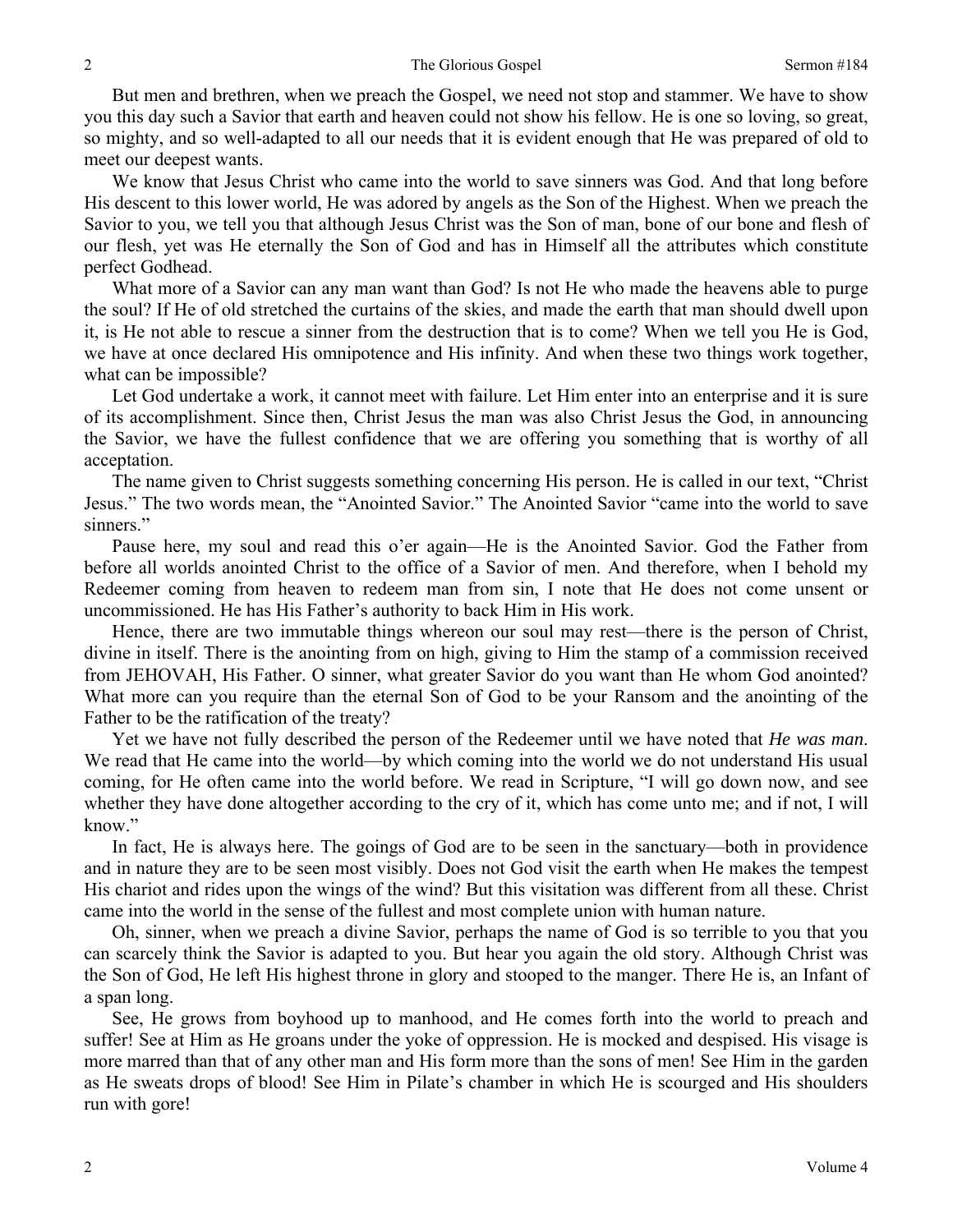But men and brethren, when we preach the Gospel, we need not stop and stammer. We have to show you this day such a Savior that earth and heaven could not show his fellow. He is one so loving, so great, so mighty, and so well-adapted to all our needs that it is evident enough that He was prepared of old to meet our deepest wants.

We know that Jesus Christ who came into the world to save sinners was God. And that long before His descent to this lower world, He was adored by angels as the Son of the Highest. When we preach the Savior to you, we tell you that although Jesus Christ was the Son of man, bone of our bone and flesh of our flesh, yet was He eternally the Son of God and has in Himself all the attributes which constitute perfect Godhead.

What more of a Savior can any man want than God? Is not He who made the heavens able to purge the soul? If He of old stretched the curtains of the skies, and made the earth that man should dwell upon it, is He not able to rescue a sinner from the destruction that is to come? When we tell you He is God, we have at once declared His omnipotence and His infinity. And when these two things work together, what can be impossible?

Let God undertake a work, it cannot meet with failure. Let Him enter into an enterprise and it is sure of its accomplishment. Since then, Christ Jesus the man was also Christ Jesus the God, in announcing the Savior, we have the fullest confidence that we are offering you something that is worthy of all acceptation.

The name given to Christ suggests something concerning His person. He is called in our text, "Christ Jesus." The two words mean, the "Anointed Savior." The Anointed Savior "came into the world to save sinners."

Pause here, my soul and read this o'er again—He is the Anointed Savior. God the Father from before all worlds anointed Christ to the office of a Savior of men. And therefore, when I behold my Redeemer coming from heaven to redeem man from sin, I note that He does not come unsent or uncommissioned. He has His Father's authority to back Him in His work.

Hence, there are two immutable things whereon our soul may rest—there is the person of Christ, divine in itself. There is the anointing from on high, giving to Him the stamp of a commission received from JEHOVAH, His Father. O sinner, what greater Savior do you want than He whom God anointed? What more can you require than the eternal Son of God to be your Ransom and the anointing of the Father to be the ratification of the treaty?

Yet we have not fully described the person of the Redeemer until we have noted that *He was man*. We read that He came into the world—by which coming into the world we do not understand His usual coming, for He often came into the world before. We read in Scripture, "I will go down now, and see whether they have done altogether according to the cry of it, which has come unto me; and if not, I will know."

In fact, He is always here. The goings of God are to be seen in the sanctuary—both in providence and in nature they are to be seen most visibly. Does not God visit the earth when He makes the tempest His chariot and rides upon the wings of the wind? But this visitation was different from all these. Christ came into the world in the sense of the fullest and most complete union with human nature.

Oh, sinner, when we preach a divine Savior, perhaps the name of God is so terrible to you that you can scarcely think the Savior is adapted to you. But hear you again the old story. Although Christ was the Son of God, He left His highest throne in glory and stooped to the manger. There He is, an Infant of a span long.

See, He grows from boyhood up to manhood, and He comes forth into the world to preach and suffer! See at Him as He groans under the yoke of oppression. He is mocked and despised. His visage is more marred than that of any other man and His form more than the sons of men! See Him in the garden as He sweats drops of blood! See Him in Pilate's chamber in which He is scourged and His shoulders run with gore!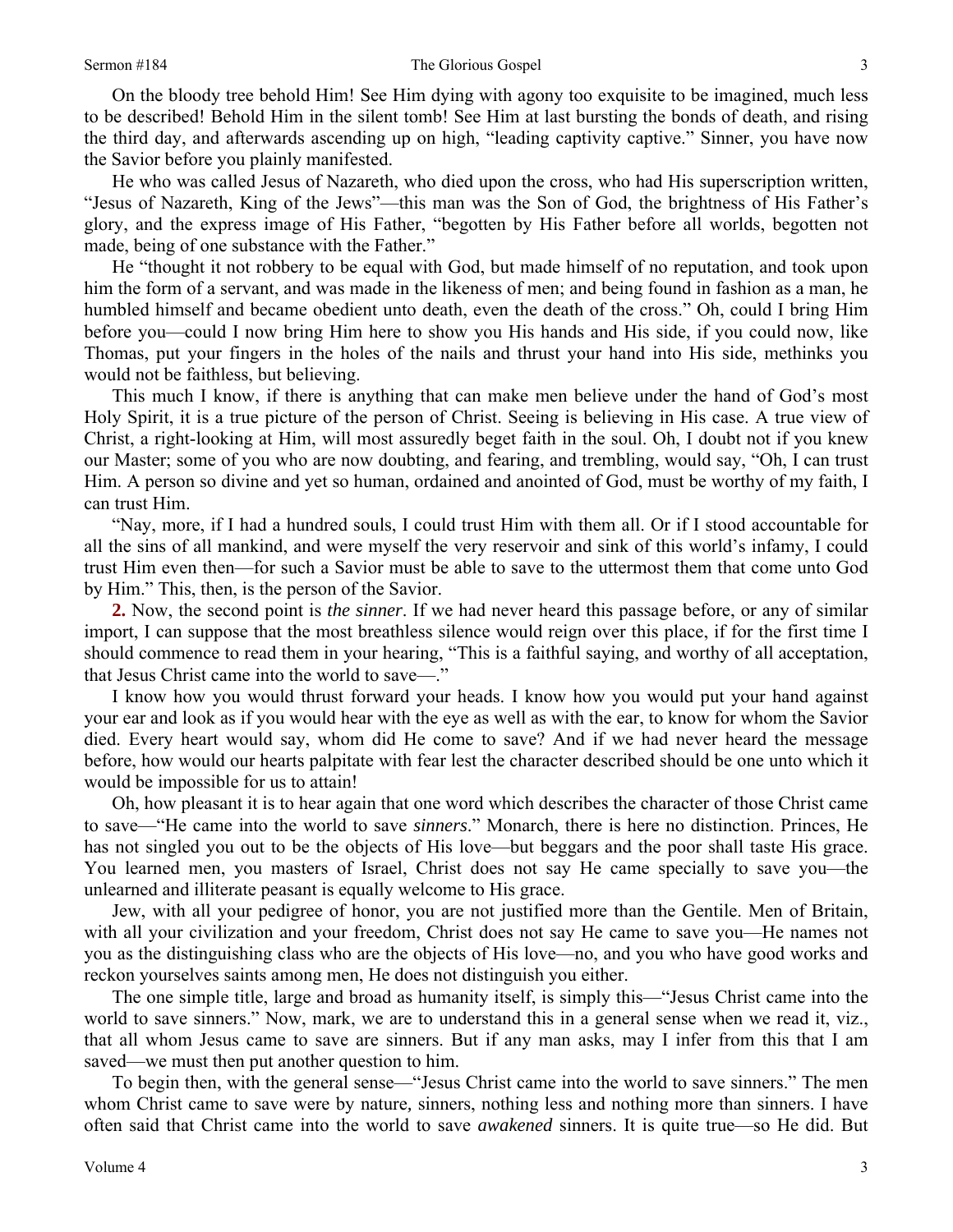On the bloody tree behold Him! See Him dying with agony too exquisite to be imagined, much less to be described! Behold Him in the silent tomb! See Him at last bursting the bonds of death, and rising the third day, and afterwards ascending up on high, "leading captivity captive." Sinner, you have now the Savior before you plainly manifested.

He who was called Jesus of Nazareth, who died upon the cross, who had His superscription written, "Jesus of Nazareth, King of the Jews"—this man was the Son of God, the brightness of His Father's glory, and the express image of His Father, "begotten by His Father before all worlds, begotten not made, being of one substance with the Father."

He "thought it not robbery to be equal with God, but made himself of no reputation, and took upon him the form of a servant, and was made in the likeness of men; and being found in fashion as a man, he humbled himself and became obedient unto death, even the death of the cross." Oh, could I bring Him before you—could I now bring Him here to show you His hands and His side, if you could now, like Thomas, put your fingers in the holes of the nails and thrust your hand into His side, methinks you would not be faithless, but believing.

This much I know, if there is anything that can make men believe under the hand of God's most Holy Spirit, it is a true picture of the person of Christ. Seeing is believing in His case. A true view of Christ, a right-looking at Him, will most assuredly beget faith in the soul. Oh, I doubt not if you knew our Master; some of you who are now doubting, and fearing, and trembling, would say, "Oh, I can trust Him. A person so divine and yet so human, ordained and anointed of God, must be worthy of my faith, I can trust Him.

"Nay, more, if I had a hundred souls, I could trust Him with them all. Or if I stood accountable for all the sins of all mankind, and were myself the very reservoir and sink of this world's infamy, I could trust Him even then—for such a Savior must be able to save to the uttermost them that come unto God by Him." This, then, is the person of the Savior.

**2.** Now, the second point is *the sinner*. If we had never heard this passage before, or any of similar import, I can suppose that the most breathless silence would reign over this place, if for the first time I should commence to read them in your hearing, "This is a faithful saying, and worthy of all acceptation, that Jesus Christ came into the world to save—."

I know how you would thrust forward your heads. I know how you would put your hand against your ear and look as if you would hear with the eye as well as with the ear, to know for whom the Savior died. Every heart would say, whom did He come to save? And if we had never heard the message before, how would our hearts palpitate with fear lest the character described should be one unto which it would be impossible for us to attain!

Oh, how pleasant it is to hear again that one word which describes the character of those Christ came to save—"He came into the world to save *sinners*." Monarch, there is here no distinction. Princes, He has not singled you out to be the objects of His love—but beggars and the poor shall taste His grace. You learned men, you masters of Israel, Christ does not say He came specially to save you—the unlearned and illiterate peasant is equally welcome to His grace.

Jew, with all your pedigree of honor, you are not justified more than the Gentile. Men of Britain, with all your civilization and your freedom, Christ does not say He came to save you—He names not you as the distinguishing class who are the objects of His love—no, and you who have good works and reckon yourselves saints among men, He does not distinguish you either.

The one simple title, large and broad as humanity itself, is simply this—"Jesus Christ came into the world to save sinners." Now, mark, we are to understand this in a general sense when we read it, viz., that all whom Jesus came to save are sinners. But if any man asks, may I infer from this that I am saved—we must then put another question to him.

To begin then, with the general sense—"Jesus Christ came into the world to save sinners." The men whom Christ came to save were by nature, sinners, nothing less and nothing more than sinners. I have often said that Christ came into the world to save *awakened* sinners. It is quite true—so He did. But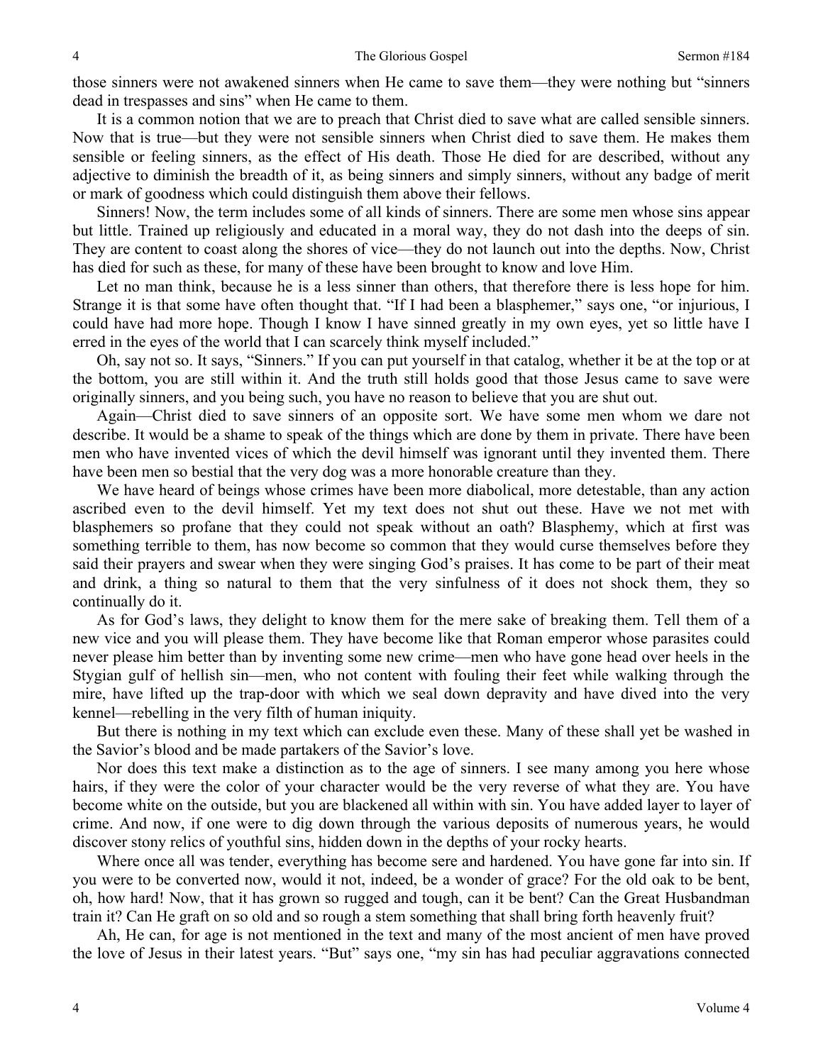those sinners were not awakened sinners when He came to save them—they were nothing but "sinners dead in trespasses and sins" when He came to them.

It is a common notion that we are to preach that Christ died to save what are called sensible sinners. Now that is true—but they were not sensible sinners when Christ died to save them. He makes them sensible or feeling sinners, as the effect of His death. Those He died for are described, without any adjective to diminish the breadth of it, as being sinners and simply sinners, without any badge of merit or mark of goodness which could distinguish them above their fellows.

Sinners! Now, the term includes some of all kinds of sinners. There are some men whose sins appear but little. Trained up religiously and educated in a moral way, they do not dash into the deeps of sin. They are content to coast along the shores of vice—they do not launch out into the depths. Now, Christ has died for such as these, for many of these have been brought to know and love Him.

Let no man think, because he is a less sinner than others, that therefore there is less hope for him. Strange it is that some have often thought that. "If I had been a blasphemer," says one, "or injurious, I could have had more hope. Though I know I have sinned greatly in my own eyes, yet so little have I erred in the eyes of the world that I can scarcely think myself included."

Oh, say not so. It says, "Sinners." If you can put yourself in that catalog, whether it be at the top or at the bottom, you are still within it. And the truth still holds good that those Jesus came to save were originally sinners, and you being such, you have no reason to believe that you are shut out.

Again—Christ died to save sinners of an opposite sort. We have some men whom we dare not describe. It would be a shame to speak of the things which are done by them in private. There have been men who have invented vices of which the devil himself was ignorant until they invented them. There have been men so bestial that the very dog was a more honorable creature than they.

We have heard of beings whose crimes have been more diabolical, more detestable, than any action ascribed even to the devil himself. Yet my text does not shut out these. Have we not met with blasphemers so profane that they could not speak without an oath? Blasphemy, which at first was something terrible to them, has now become so common that they would curse themselves before they said their prayers and swear when they were singing God's praises. It has come to be part of their meat and drink, a thing so natural to them that the very sinfulness of it does not shock them, they so continually do it.

As for God's laws, they delight to know them for the mere sake of breaking them. Tell them of a new vice and you will please them. They have become like that Roman emperor whose parasites could never please him better than by inventing some new crime—men who have gone head over heels in the Stygian gulf of hellish sin—men, who not content with fouling their feet while walking through the mire, have lifted up the trap-door with which we seal down depravity and have dived into the very kennel—rebelling in the very filth of human iniquity.

But there is nothing in my text which can exclude even these. Many of these shall yet be washed in the Savior's blood and be made partakers of the Savior's love.

Nor does this text make a distinction as to the age of sinners. I see many among you here whose hairs, if they were the color of your character would be the very reverse of what they are. You have become white on the outside, but you are blackened all within with sin. You have added layer to layer of crime. And now, if one were to dig down through the various deposits of numerous years, he would discover stony relics of youthful sins, hidden down in the depths of your rocky hearts.

Where once all was tender, everything has become sere and hardened. You have gone far into sin. If you were to be converted now, would it not, indeed, be a wonder of grace? For the old oak to be bent, oh, how hard! Now, that it has grown so rugged and tough, can it be bent? Can the Great Husbandman train it? Can He graft on so old and so rough a stem something that shall bring forth heavenly fruit?

Ah, He can, for age is not mentioned in the text and many of the most ancient of men have proved the love of Jesus in their latest years. "But" says one, "my sin has had peculiar aggravations connected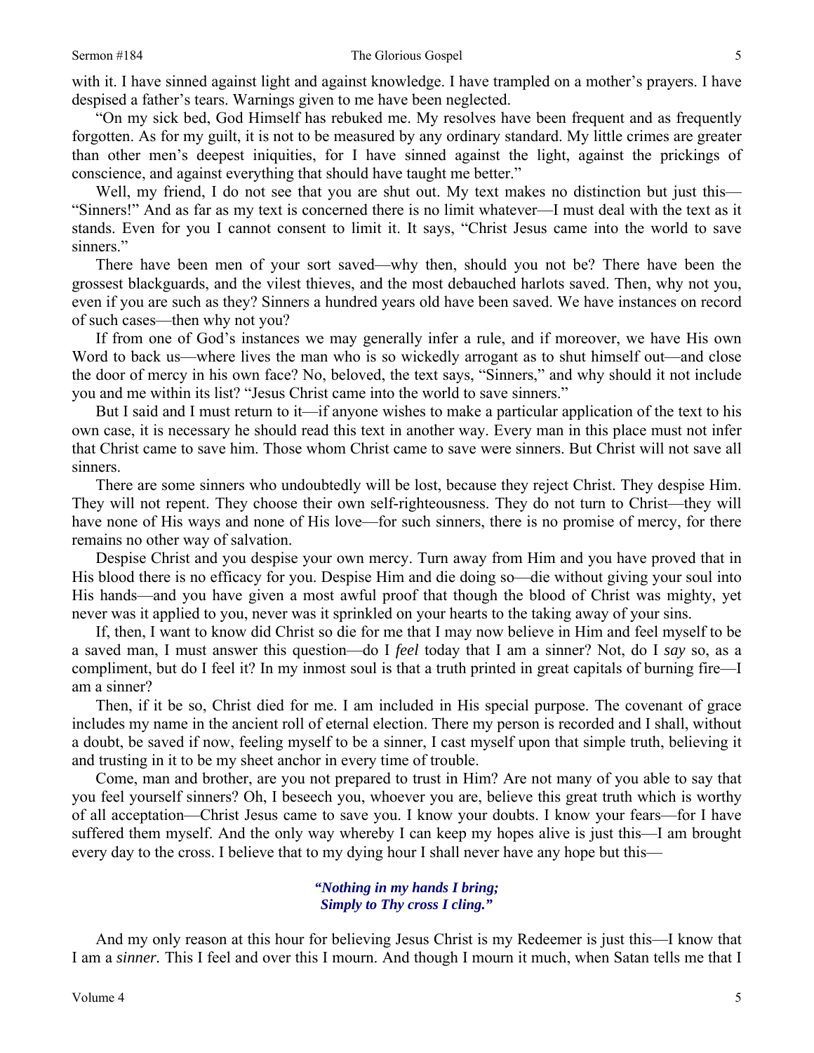with it. I have sinned against light and against knowledge. I have trampled on a mother's prayers. I have despised a father's tears. Warnings given to me have been neglected.

"On my sick bed, God Himself has rebuked me. My resolves have been frequent and as frequently forgotten. As for my guilt, it is not to be measured by any ordinary standard. My little crimes are greater than other men's deepest iniquities, for I have sinned against the light, against the prickings of conscience, and against everything that should have taught me better."

Well, my friend, I do not see that you are shut out. My text makes no distinction but just this—"Sinners!" And as far as my text is concerned there is no limit whatever—I must deal with the text as it stands. Even for you I cannot consent to limit it. It says, "Christ Jesus came into the world to save sinners."

There have been men of your sort saved—why then, should you not be? There have been the grossest blackguards, and the vilest thieves, and the most debauched harlots saved. Then, why not you, even if you are such as they? Sinners a hundred years old have been saved. We have instances on record of such cases—then why not you?

If from one of God's instances we may generally infer a rule, and if moreover, we have His own Word to back us—where lives the man who is so wickedly arrogant as to shut himself out—and close the door of mercy in his own face? No, beloved, the text says, "Sinners," and why should it not include you and me within its list? "Jesus Christ came into the world to save sinners."

But I said and I must return to it—if anyone wishes to make a particular application of the text to his own case, it is necessary he should read this text in another way. Every man in this place must not infer that Christ came to save him. Those whom Christ came to save were sinners. But Christ will not save all sinners.

There are some sinners who undoubtedly will be lost, because they reject Christ. They despise Him. They will not repent. They choose their own self-righteousness. They do not turn to Christ—they will have none of His ways and none of His love—for such sinners, there is no promise of mercy, for there remains no other way of salvation.

Despise Christ and you despise your own mercy. Turn away from Him and you have proved that in His blood there is no efficacy for you. Despise Him and die doing so—die without giving your soul into His hands—and you have given a most awful proof that though the blood of Christ was mighty, yet never was it applied to you, never was it sprinkled on your hearts to the taking away of your sins.

If, then, I want to know did Christ so die for me that I may now believe in Him and feel myself to be a saved man, I must answer this question—do I *feel* today that I am a sinner? Not, do I *say* so, as a compliment, but do I feel it? In my inmost soul is that a truth printed in great capitals of burning fire—I am a sinner?

Then, if it be so, Christ died for me. I am included in His special purpose. The covenant of grace includes my name in the ancient roll of eternal election. There my person is recorded and I shall, without a doubt, be saved if now, feeling myself to be a sinner, I cast myself upon that simple truth, believing it and trusting in it to be my sheet anchor in every time of trouble.

Come, man and brother, are you not prepared to trust in Him? Are not many of you able to say that you feel yourself sinners? Oh, I beseech you, whoever you are, believe this great truth which is worthy of all acceptation—Christ Jesus came to save you. I know your doubts. I know your fears—for I have suffered them myself. And the only way whereby I can keep my hopes alive is just this—I am brought every day to the cross. I believe that to my dying hour I shall never have any hope but this—

*"Nothing in my hands I bring;*
*Simply to Thy cross I cling."*

And my only reason at this hour for believing Jesus Christ is my Redeemer is just this—I know that I am a *sinner.* This I feel and over this I mourn. And though I mourn it much, when Satan tells me that I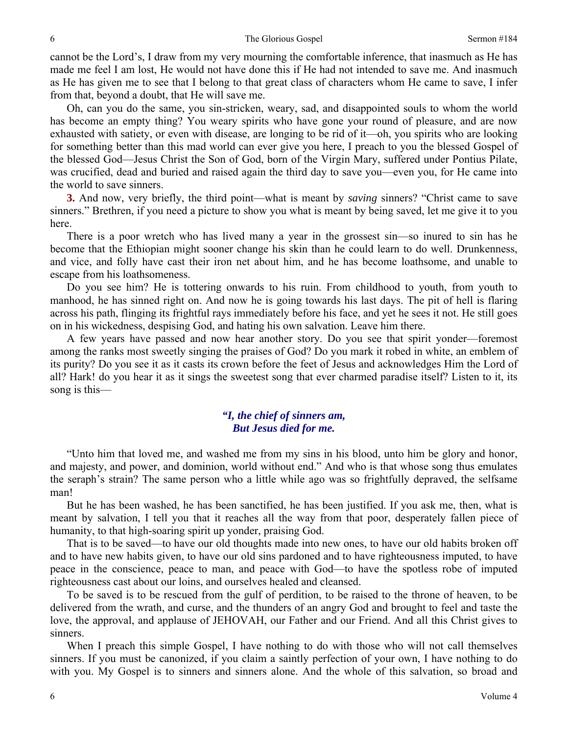cannot be the Lord's, I draw from my very mourning the comfortable inference, that inasmuch as He has made me feel I am lost, He would not have done this if He had not intended to save me. And inasmuch as He has given me to see that I belong to that great class of characters whom He came to save, I infer from that, beyond a doubt, that He will save me.

Oh, can you do the same, you sin-stricken, weary, sad, and disappointed souls to whom the world has become an empty thing? You weary spirits who have gone your round of pleasure, and are now exhausted with satiety, or even with disease, are longing to be rid of it—oh, you spirits who are looking for something better than this mad world can ever give you here, I preach to you the blessed Gospel of the blessed God—Jesus Christ the Son of God, born of the Virgin Mary, suffered under Pontius Pilate, was crucified, dead and buried and raised again the third day to save you—even you, for He came into the world to save sinners.

**3.** And now, very briefly, the third point—what is meant by *saving* sinners? "Christ came to save sinners." Brethren, if you need a picture to show you what is meant by being saved, let me give it to you here.

There is a poor wretch who has lived many a year in the grossest sin—so inured to sin has he become that the Ethiopian might sooner change his skin than he could learn to do well. Drunkenness, and vice, and folly have cast their iron net about him, and he has become loathsome, and unable to escape from his loathsomeness.

Do you see him? He is tottering onwards to his ruin. From childhood to youth, from youth to manhood, he has sinned right on. And now he is going towards his last days. The pit of hell is flaring across his path, flinging its frightful rays immediately before his face, and yet he sees it not. He still goes on in his wickedness, despising God, and hating his own salvation. Leave him there.

A few years have passed and now hear another story. Do you see that spirit yonder—foremost among the ranks most sweetly singing the praises of God? Do you mark it robed in white, an emblem of its purity? Do you see it as it casts its crown before the feet of Jesus and acknowledges Him the Lord of all? Hark! do you hear it as it sings the sweetest song that ever charmed paradise itself? Listen to it, its song is this—

> ***"I, the chief of sinners am,***
> ***But Jesus died for me.***

"Unto him that loved me, and washed me from my sins in his blood, unto him be glory and honor, and majesty, and power, and dominion, world without end." And who is that whose song thus emulates the seraph's strain? The same person who a little while ago was so frightfully depraved, the selfsame man!

But he has been washed, he has been sanctified, he has been justified. If you ask me, then, what is meant by salvation, I tell you that it reaches all the way from that poor, desperately fallen piece of humanity, to that high-soaring spirit up yonder, praising God.

That is to be saved—to have our old thoughts made into new ones, to have our old habits broken off and to have new habits given, to have our old sins pardoned and to have righteousness imputed, to have peace in the conscience, peace to man, and peace with God—to have the spotless robe of imputed righteousness cast about our loins, and ourselves healed and cleansed.

To be saved is to be rescued from the gulf of perdition, to be raised to the throne of heaven, to be delivered from the wrath, and curse, and the thunders of an angry God and brought to feel and taste the love, the approval, and applause of JEHOVAH, our Father and our Friend. And all this Christ gives to sinners.

When I preach this simple Gospel, I have nothing to do with those who will not call themselves sinners. If you must be canonized, if you claim a saintly perfection of your own, I have nothing to do with you. My Gospel is to sinners and sinners alone. And the whole of this salvation, so broad and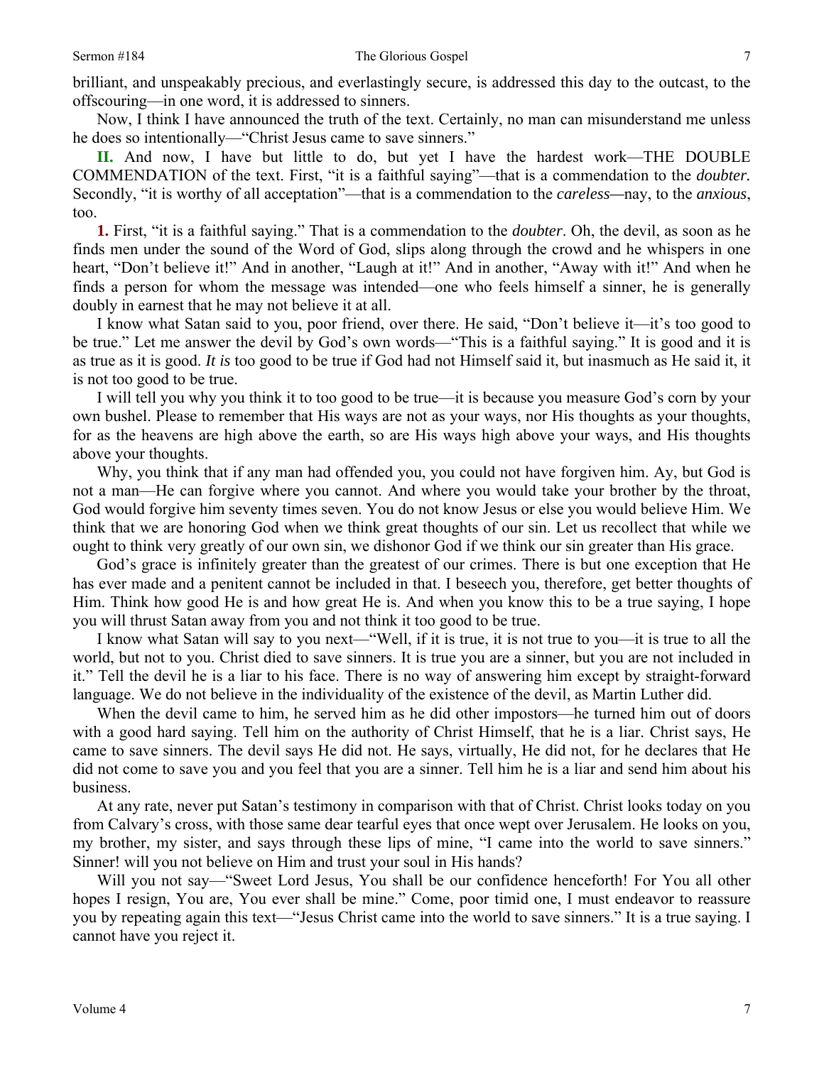brilliant, and unspeakably precious, and everlastingly secure, is addressed this day to the outcast, to the offscouring—in one word, it is addressed to sinners.

Now, I think I have announced the truth of the text. Certainly, no man can misunderstand me unless he does so intentionally—"Christ Jesus came to save sinners."

**II.** And now, I have but little to do, but yet I have the hardest work—THE DOUBLE COMMENDATION of the text. First, "it is a faithful saying"—that is a commendation to the *doubter.* Secondly, "it is worthy of all acceptation"—that is a commendation to the *careless—*nay, to the *anxious*, too.

**1.** First, "it is a faithful saying." That is a commendation to the *doubter*. Oh, the devil, as soon as he finds men under the sound of the Word of God, slips along through the crowd and he whispers in one heart, "Don't believe it!" And in another, "Laugh at it!" And in another, "Away with it!" And when he finds a person for whom the message was intended—one who feels himself a sinner, he is generally doubly in earnest that he may not believe it at all.

I know what Satan said to you, poor friend, over there. He said, "Don't believe it—it's too good to be true." Let me answer the devil by God's own words—"This is a faithful saying." It is good and it is as true as it is good. *It is* too good to be true if God had not Himself said it, but inasmuch as He said it, it is not too good to be true.

I will tell you why you think it to too good to be true—it is because you measure God's corn by your own bushel. Please to remember that His ways are not as your ways, nor His thoughts as your thoughts, for as the heavens are high above the earth, so are His ways high above your ways, and His thoughts above your thoughts.

Why, you think that if any man had offended you, you could not have forgiven him. Ay, but God is not a man—He can forgive where you cannot. And where you would take your brother by the throat, God would forgive him seventy times seven. You do not know Jesus or else you would believe Him. We think that we are honoring God when we think great thoughts of our sin. Let us recollect that while we ought to think very greatly of our own sin, we dishonor God if we think our sin greater than His grace.

God's grace is infinitely greater than the greatest of our crimes. There is but one exception that He has ever made and a penitent cannot be included in that. I beseech you, therefore, get better thoughts of Him. Think how good He is and how great He is. And when you know this to be a true saying, I hope you will thrust Satan away from you and not think it too good to be true.

I know what Satan will say to you next—"Well, if it is true, it is not true to you—it is true to all the world, but not to you. Christ died to save sinners. It is true you are a sinner, but you are not included in it." Tell the devil he is a liar to his face. There is no way of answering him except by straight-forward language. We do not believe in the individuality of the existence of the devil, as Martin Luther did.

When the devil came to him, he served him as he did other impostors—he turned him out of doors with a good hard saying. Tell him on the authority of Christ Himself, that he is a liar. Christ says, He came to save sinners. The devil says He did not. He says, virtually, He did not, for he declares that He did not come to save you and you feel that you are a sinner. Tell him he is a liar and send him about his business.

At any rate, never put Satan's testimony in comparison with that of Christ. Christ looks today on you from Calvary's cross, with those same dear tearful eyes that once wept over Jerusalem. He looks on you, my brother, my sister, and says through these lips of mine, "I came into the world to save sinners." Sinner! will you not believe on Him and trust your soul in His hands?

Will you not say—"Sweet Lord Jesus, You shall be our confidence henceforth! For You all other hopes I resign, You are, You ever shall be mine." Come, poor timid one, I must endeavor to reassure you by repeating again this text—"Jesus Christ came into the world to save sinners." It is a true saying. I cannot have you reject it.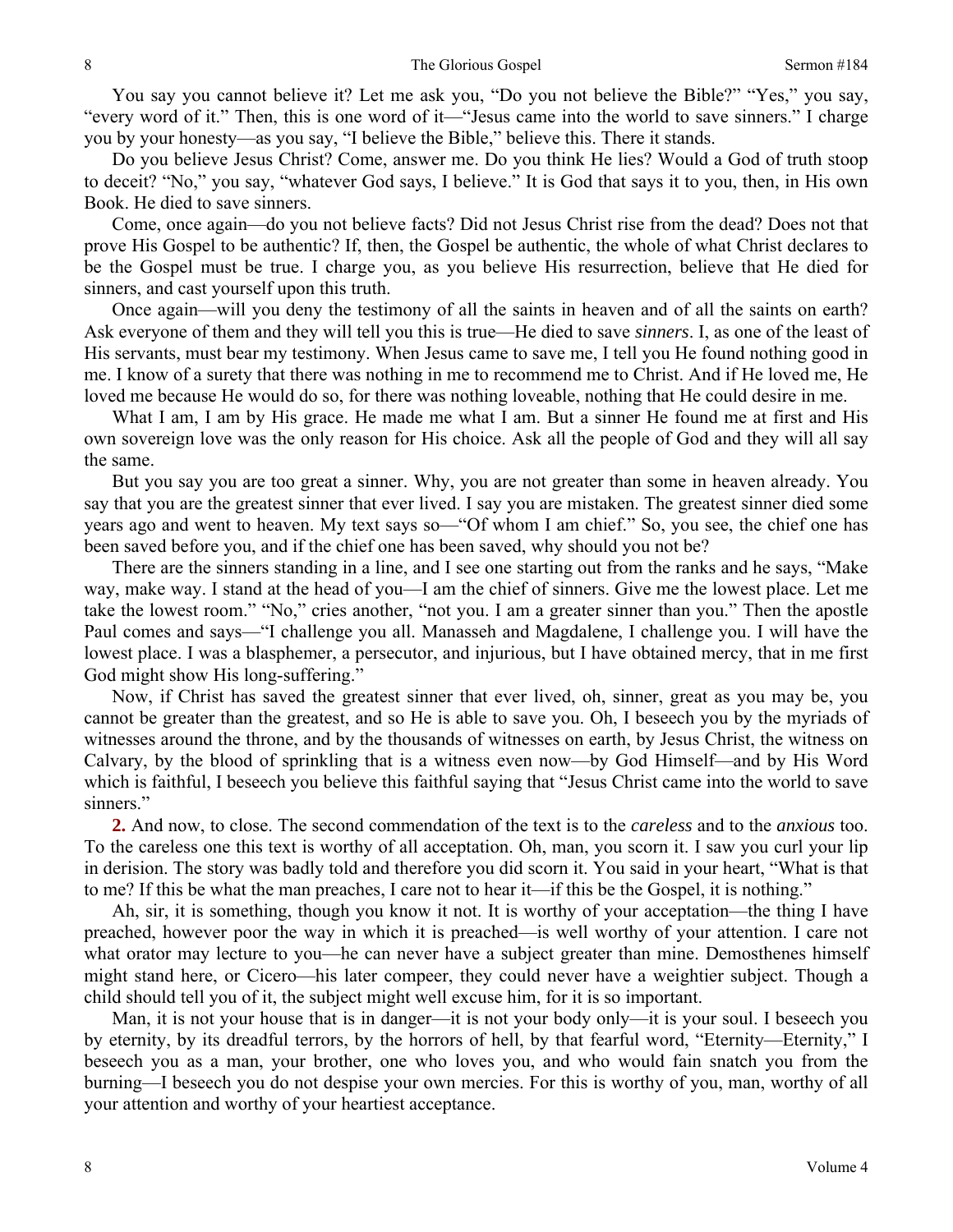You say you cannot believe it? Let me ask you, "Do you not believe the Bible?" "Yes," you say, "every word of it." Then, this is one word of it—"Jesus came into the world to save sinners." I charge you by your honesty—as you say, "I believe the Bible," believe this. There it stands.

Do you believe Jesus Christ? Come, answer me. Do you think He lies? Would a God of truth stoop to deceit? "No," you say, "whatever God says, I believe." It is God that says it to you, then, in His own Book. He died to save sinners.

Come, once again—do you not believe facts? Did not Jesus Christ rise from the dead? Does not that prove His Gospel to be authentic? If, then, the Gospel be authentic, the whole of what Christ declares to be the Gospel must be true. I charge you, as you believe His resurrection, believe that He died for sinners, and cast yourself upon this truth.

Once again—will you deny the testimony of all the saints in heaven and of all the saints on earth? Ask everyone of them and they will tell you this is true—He died to save *sinners*. I, as one of the least of His servants, must bear my testimony. When Jesus came to save me, I tell you He found nothing good in me. I know of a surety that there was nothing in me to recommend me to Christ. And if He loved me, He loved me because He would do so, for there was nothing loveable, nothing that He could desire in me.

What I am, I am by His grace. He made me what I am. But a sinner He found me at first and His own sovereign love was the only reason for His choice. Ask all the people of God and they will all say the same.

But you say you are too great a sinner. Why, you are not greater than some in heaven already. You say that you are the greatest sinner that ever lived. I say you are mistaken. The greatest sinner died some years ago and went to heaven. My text says so—"Of whom I am chief." So, you see, the chief one has been saved before you, and if the chief one has been saved, why should you not be?

There are the sinners standing in a line, and I see one starting out from the ranks and he says, "Make way, make way. I stand at the head of you—I am the chief of sinners. Give me the lowest place. Let me take the lowest room." "No," cries another, "not you. I am a greater sinner than you." Then the apostle Paul comes and says—"I challenge you all. Manasseh and Magdalene, I challenge you. I will have the lowest place. I was a blasphemer, a persecutor, and injurious, but I have obtained mercy, that in me first God might show His long-suffering."

Now, if Christ has saved the greatest sinner that ever lived, oh, sinner, great as you may be, you cannot be greater than the greatest, and so He is able to save you. Oh, I beseech you by the myriads of witnesses around the throne, and by the thousands of witnesses on earth, by Jesus Christ, the witness on Calvary, by the blood of sprinkling that is a witness even now—by God Himself—and by His Word which is faithful, I beseech you believe this faithful saying that "Jesus Christ came into the world to save sinners."

**2.** And now, to close. The second commendation of the text is to the *careless* and to the *anxious* too. To the careless one this text is worthy of all acceptation. Oh, man, you scorn it. I saw you curl your lip in derision. The story was badly told and therefore you did scorn it. You said in your heart, "What is that to me? If this be what the man preaches, I care not to hear it—if this be the Gospel, it is nothing."

Ah, sir, it is something, though you know it not. It is worthy of your acceptation—the thing I have preached, however poor the way in which it is preached—is well worthy of your attention. I care not what orator may lecture to you—he can never have a subject greater than mine. Demosthenes himself might stand here, or Cicero—his later compeer, they could never have a weightier subject. Though a child should tell you of it, the subject might well excuse him, for it is so important.

Man, it is not your house that is in danger—it is not your body only—it is your soul. I beseech you by eternity, by its dreadful terrors, by the horrors of hell, by that fearful word, "Eternity—Eternity," I beseech you as a man, your brother, one who loves you, and who would fain snatch you from the burning—I beseech you do not despise your own mercies. For this is worthy of you, man, worthy of all your attention and worthy of your heartiest acceptance.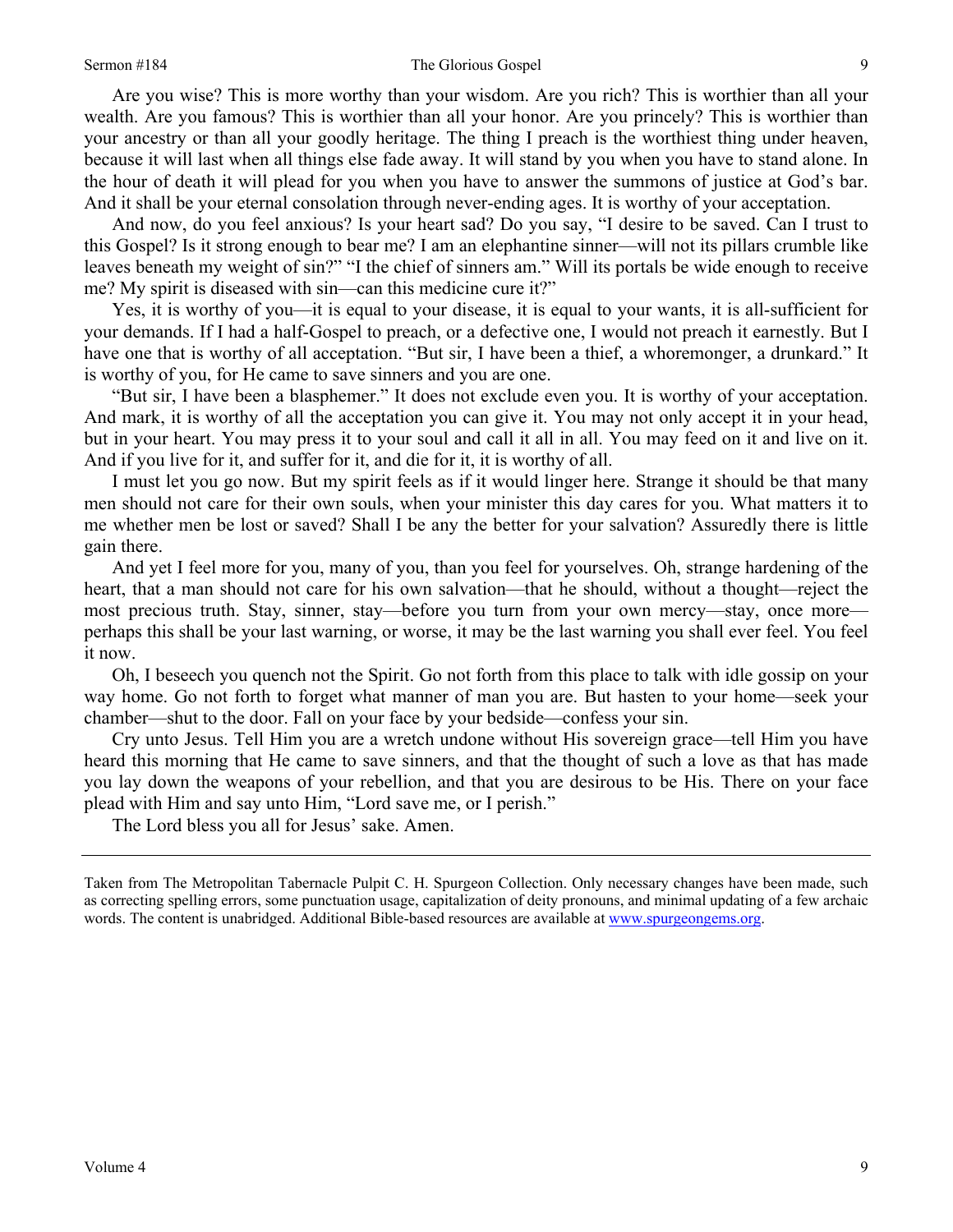Are you wise? This is more worthy than your wisdom. Are you rich? This is worthier than all your wealth. Are you famous? This is worthier than all your honor. Are you princely? This is worthier than your ancestry or than all your goodly heritage. The thing I preach is the worthiest thing under heaven, because it will last when all things else fade away. It will stand by you when you have to stand alone. In the hour of death it will plead for you when you have to answer the summons of justice at God's bar. And it shall be your eternal consolation through never-ending ages. It is worthy of your acceptation.

And now, do you feel anxious? Is your heart sad? Do you say, "I desire to be saved. Can I trust to this Gospel? Is it strong enough to bear me? I am an elephantine sinner—will not its pillars crumble like leaves beneath my weight of sin?" "I the chief of sinners am." Will its portals be wide enough to receive me? My spirit is diseased with sin—can this medicine cure it?"

Yes, it is worthy of you—it is equal to your disease, it is equal to your wants, it is all-sufficient for your demands. If I had a half-Gospel to preach, or a defective one, I would not preach it earnestly. But I have one that is worthy of all acceptation. "But sir, I have been a thief, a whoremonger, a drunkard." It is worthy of you, for He came to save sinners and you are one.

"But sir, I have been a blasphemer." It does not exclude even you. It is worthy of your acceptation. And mark, it is worthy of all the acceptation you can give it. You may not only accept it in your head, but in your heart. You may press it to your soul and call it all in all. You may feed on it and live on it. And if you live for it, and suffer for it, and die for it, it is worthy of all.

I must let you go now. But my spirit feels as if it would linger here. Strange it should be that many men should not care for their own souls, when your minister this day cares for you. What matters it to me whether men be lost or saved? Shall I be any the better for your salvation? Assuredly there is little gain there.

And yet I feel more for you, many of you, than you feel for yourselves. Oh, strange hardening of the heart, that a man should not care for his own salvation—that he should, without a thought—reject the most precious truth. Stay, sinner, stay—before you turn from your own mercy—stay, once more—perhaps this shall be your last warning, or worse, it may be the last warning you shall ever feel. You feel it now.

Oh, I beseech you quench not the Spirit. Go not forth from this place to talk with idle gossip on your way home. Go not forth to forget what manner of man you are. But hasten to your home—seek your chamber—shut to the door. Fall on your face by your bedside—confess your sin.

Cry unto Jesus. Tell Him you are a wretch undone without His sovereign grace—tell Him you have heard this morning that He came to save sinners, and that the thought of such a love as that has made you lay down the weapons of your rebellion, and that you are desirous to be His. There on your face plead with Him and say unto Him, "Lord save me, or I perish."

The Lord bless you all for Jesus' sake. Amen.

---

Taken from The Metropolitan Tabernacle Pulpit C. H. Spurgeon Collection. Only necessary changes have been made, such as correcting spelling errors, some punctuation usage, capitalization of deity pronouns, and minimal updating of a few archaic words. The content is unabridged. Additional Bible-based resources are available at www.spurgeongems.org.